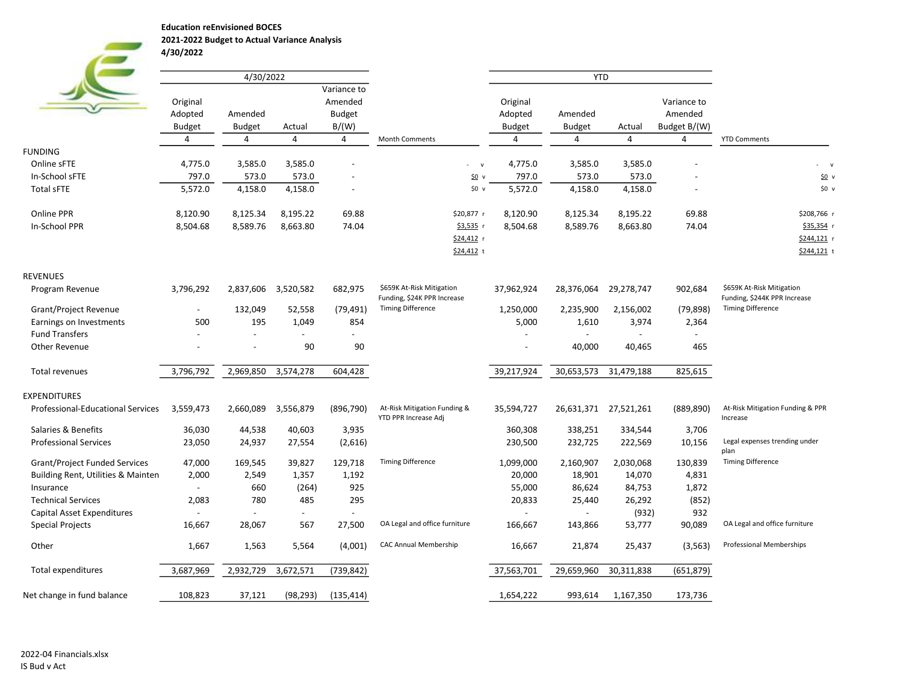**Education reEnvisioned BOCES**
**2021-2022 Budget to Actual Variance Analysis**
**4/30/2022**

| | 4/30/2022 | | | | | YTD | | | | |
|---|---|---|---|---|---|---|---|---|---|---|
| | Original Adopted Budget | Amended Budget | Actual | Variance to Amended Budget B/(W) | | Original Adopted Budget | Amended Budget | Actual | Variance to Amended Budget B/(W) | |
| | 4 | 4 | 4 | 4 | Month Comments | 4 | 4 | 4 | 4 | YTD Comments |
| FUNDING | | | | | | | | | | |
| Online sFTE | 4,775.0 | 3,585.0 | 3,585.0 | - | - v | 4,775.0 | 3,585.0 | 3,585.0 | - | - v |
| In-School sFTE | 797.0 | 573.0 | 573.0 | - | $0 v | 797.0 | 573.0 | 573.0 | - | $0 v |
| Total sFTE | 5,572.0 | 4,158.0 | 4,158.0 | - | $0 v | 5,572.0 | 4,158.0 | 4,158.0 | - | $0 v |
| Online PPR | 8,120.90 | 8,125.34 | 8,195.22 | 69.88 | $20,877 r | 8,120.90 | 8,125.34 | 8,195.22 | 69.88 | $208,766 r |
| In-School PPR | 8,504.68 | 8,589.76 | 8,663.80 | 74.04 | $3,535 r | 8,504.68 | 8,589.76 | 8,663.80 | 74.04 | $35,354 r |
| | | | | | $24,412 r | | | | | $244,121 r |
| | | | | | $24,412 t | | | | | $244,121 t |
| REVENUES | | | | | | | | | | |
| Program Revenue | 3,796,292 | 2,837,606 | 3,520,582 | 682,975 | $659K At-Risk Mitigation Funding, $24K PPR Increase | 37,962,924 | 28,376,064 | 29,278,747 | 902,684 | $659K At-Risk Mitigation Funding, $244K PPR Increase |
| Grant/Project Revenue | - | 132,049 | 52,558 | (79,491) | Timing Difference | 1,250,000 | 2,235,900 | 2,156,002 | (79,898) | Timing Difference |
| Earnings on Investments | 500 | 195 | 1,049 | 854 | | 5,000 | 1,610 | 3,974 | 2,364 | |
| Fund Transfers | - | - | - | - | | - | - | - | - | |
| Other Revenue | - | - | 90 | 90 | | - | 40,000 | 40,465 | 465 | |
| Total revenues | 3,796,792 | 2,969,850 | 3,574,278 | 604,428 | | 39,217,924 | 30,653,573 | 31,479,188 | 825,615 | |
| EXPENDITURES | | | | | | | | | | |
| Professional-Educational Services | 3,559,473 | 2,660,089 | 3,556,879 | (896,790) | At-Risk Mitigation Funding & YTD PPR Increase Adj | 35,594,727 | 26,631,371 | 27,521,261 | (889,890) | At-Risk Mitigation Funding & PPR Increase |
| Salaries & Benefits | 36,030 | 44,538 | 40,603 | 3,935 | | 360,308 | 338,251 | 334,544 | 3,706 | |
| Professional Services | 23,050 | 24,937 | 27,554 | (2,616) | | 230,500 | 232,725 | 222,569 | 10,156 | Legal expenses trending under plan |
| Grant/Project Funded Services | 47,000 | 169,545 | 39,827 | 129,718 | Timing Difference | 1,099,000 | 2,160,907 | 2,030,068 | 130,839 | Timing Difference |
| Building Rent, Utilities & Mainten | 2,000 | 2,549 | 1,357 | 1,192 | | 20,000 | 18,901 | 14,070 | 4,831 | |
| Insurance | - | 660 | (264) | 925 | | 55,000 | 86,624 | 84,753 | 1,872 | |
| Technical Services | 2,083 | 780 | 485 | 295 | | 20,833 | 25,440 | 26,292 | (852) | |
| Capital Asset Expenditures | - | - | - | - | | - | - | (932) | 932 | |
| Special Projects | 16,667 | 28,067 | 567 | 27,500 | OA Legal and office furniture | 166,667 | 143,866 | 53,777 | 90,089 | OA Legal and office furniture |
| Other | 1,667 | 1,563 | 5,564 | (4,001) | CAC Annual Membership | 16,667 | 21,874 | 25,437 | (3,563) | Professional Memberships |
| Total expenditures | 3,687,969 | 2,932,729 | 3,672,571 | (739,842) | | 37,563,701 | 29,659,960 | 30,311,838 | (651,879) | |
| Net change in fund balance | 108,823 | 37,121 | (98,293) | (135,414) | | 1,654,222 | 993,614 | 1,167,350 | 173,736 | |

2022-04 Financials.xlsx
IS Bud v Act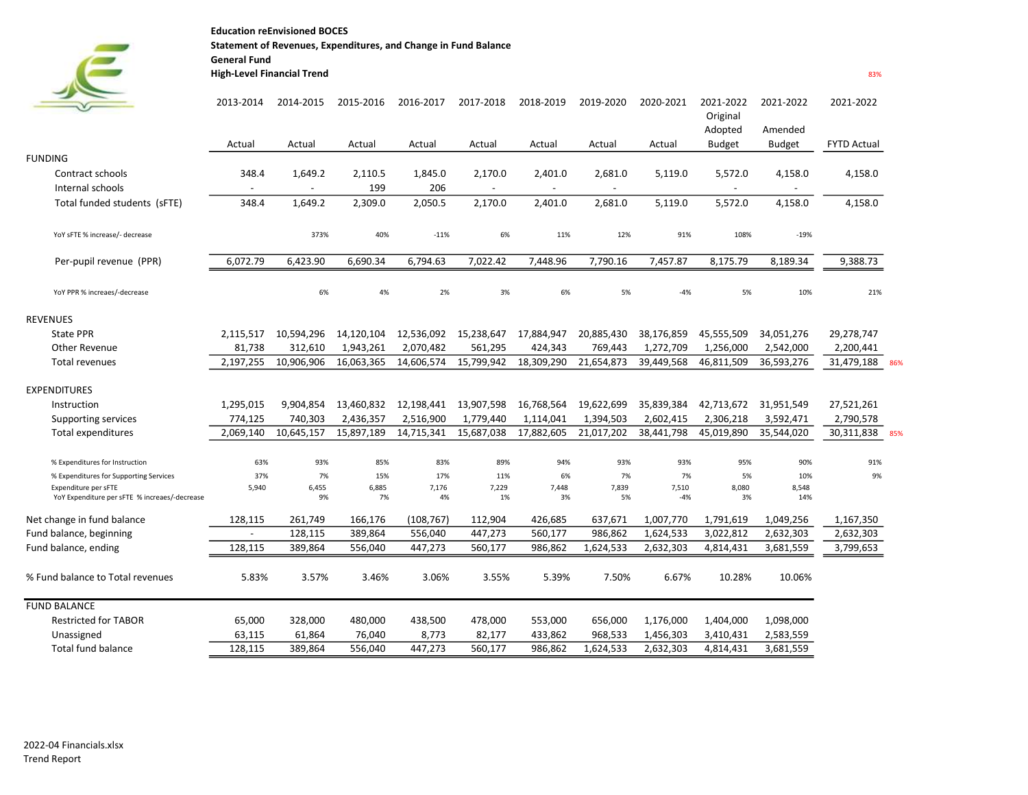**Education reEnvisioned BOCES**
**Statement of Revenues, Expenditures, and Change in Fund Balance**
**General Fund**
**High-Level Financial Trend**

83%

| | 2013-2014 Actual | 2014-2015 Actual | 2015-2016 Actual | 2016-2017 Actual | 2017-2018 Actual | 2018-2019 Actual | 2019-2020 Actual | 2020-2021 Actual | 2021-2022 Original Adopted Budget | 2021-2022 Amended Budget | 2021-2022 FYTD Actual | |
|---|---|---|---|---|---|---|---|---|---|---|---|---|
| FUNDING | | | | | | | | | | | | |
| Contract schools | 348.4 | 1,649.2 | 2,110.5 | 1,845.0 | 2,170.0 | 2,401.0 | 2,681.0 | 5,119.0 | 5,572.0 | 4,158.0 | 4,158.0 | |
| Internal schools | - | - | 199 | 206 | - | - | - | | - | - | | |
| Total funded students (sFTE) | 348.4 | 1,649.2 | 2,309.0 | 2,050.5 | 2,170.0 | 2,401.0 | 2,681.0 | 5,119.0 | 5,572.0 | 4,158.0 | 4,158.0 | |
| YoY sFTE % increase/- decrease | | 373% | 40% | -11% | 6% | 11% | 12% | 91% | 108% | -19% | | |
| Per-pupil revenue (PPR) | 6,072.79 | 6,423.90 | 6,690.34 | 6,794.63 | 7,022.42 | 7,448.96 | 7,790.16 | 7,457.87 | 8,175.79 | 8,189.34 | 9,388.73 | |
| YoY PPR % increaes/-decrease | | 6% | 4% | 2% | 3% | 6% | 5% | -4% | 5% | 10% | 21% | |
| REVENUES | | | | | | | | | | | | |
| State PPR | 2,115,517 | 10,594,296 | 14,120,104 | 12,536,092 | 15,238,647 | 17,884,947 | 20,885,430 | 38,176,859 | 45,555,509 | 34,051,276 | 29,278,747 | |
| Other Revenue | 81,738 | 312,610 | 1,943,261 | 2,070,482 | 561,295 | 424,343 | 769,443 | 1,272,709 | 1,256,000 | 2,542,000 | 2,200,441 | |
| Total revenues | 2,197,255 | 10,906,906 | 16,063,365 | 14,606,574 | 15,799,942 | 18,309,290 | 21,654,873 | 39,449,568 | 46,811,509 | 36,593,276 | 31,479,188 | 86% |
| EXPENDITURES | | | | | | | | | | | | |
| Instruction | 1,295,015 | 9,904,854 | 13,460,832 | 12,198,441 | 13,907,598 | 16,768,564 | 19,622,699 | 35,839,384 | 42,713,672 | 31,951,549 | 27,521,261 | |
| Supporting services | 774,125 | 740,303 | 2,436,357 | 2,516,900 | 1,779,440 | 1,114,041 | 1,394,503 | 2,602,415 | 2,306,218 | 3,592,471 | 2,790,578 | |
| Total expenditures | 2,069,140 | 10,645,157 | 15,897,189 | 14,715,341 | 15,687,038 | 17,882,605 | 21,017,202 | 38,441,798 | 45,019,890 | 35,544,020 | 30,311,838 | 85% |
| % Expenditures for Instruction | 63% | 93% | 85% | 83% | 89% | 94% | 93% | 93% | 95% | 90% | 91% | |
| % Expenditures for Supporting Services | 37% | 7% | 15% | 17% | 11% | 6% | 7% | 7% | 5% | 10% | 9% | |
| Expenditure per sFTE | 5,940 | 6,455 | 6,885 | 7,176 | 7,229 | 7,448 | 7,839 | 7,510 | 8,080 | 8,548 | | |
| YoY Expenditure per sFTE % increaes/-decrease | | 9% | 7% | 4% | 1% | 3% | 5% | -4% | 3% | 14% | | |
| Net change in fund balance | 128,115 | 261,749 | 166,176 | (108,767) | 112,904 | 426,685 | 637,671 | 1,007,770 | 1,791,619 | 1,049,256 | 1,167,350 | |
| Fund balance, beginning | - | 128,115 | 389,864 | 556,040 | 447,273 | 560,177 | 986,862 | 1,624,533 | 3,022,812 | 2,632,303 | 2,632,303 | |
| Fund balance, ending | 128,115 | 389,864 | 556,040 | 447,273 | 560,177 | 986,862 | 1,624,533 | 2,632,303 | 4,814,431 | 3,681,559 | 3,799,653 | |
| % Fund balance to Total revenues | 5.83% | 3.57% | 3.46% | 3.06% | 3.55% | 5.39% | 7.50% | 6.67% | 10.28% | 10.06% | | |
| FUND BALANCE | | | | | | | | | | | | |
| Restricted for TABOR | 65,000 | 328,000 | 480,000 | 438,500 | 478,000 | 553,000 | 656,000 | 1,176,000 | 1,404,000 | 1,098,000 | | |
| Unassigned | 63,115 | 61,864 | 76,040 | 8,773 | 82,177 | 433,862 | 968,533 | 1,456,303 | 3,410,431 | 2,583,559 | | |
| Total fund balance | 128,115 | 389,864 | 556,040 | 447,273 | 560,177 | 986,862 | 1,624,533 | 2,632,303 | 4,814,431 | 3,681,559 | | |

2022-04 Financials.xlsx
Trend Report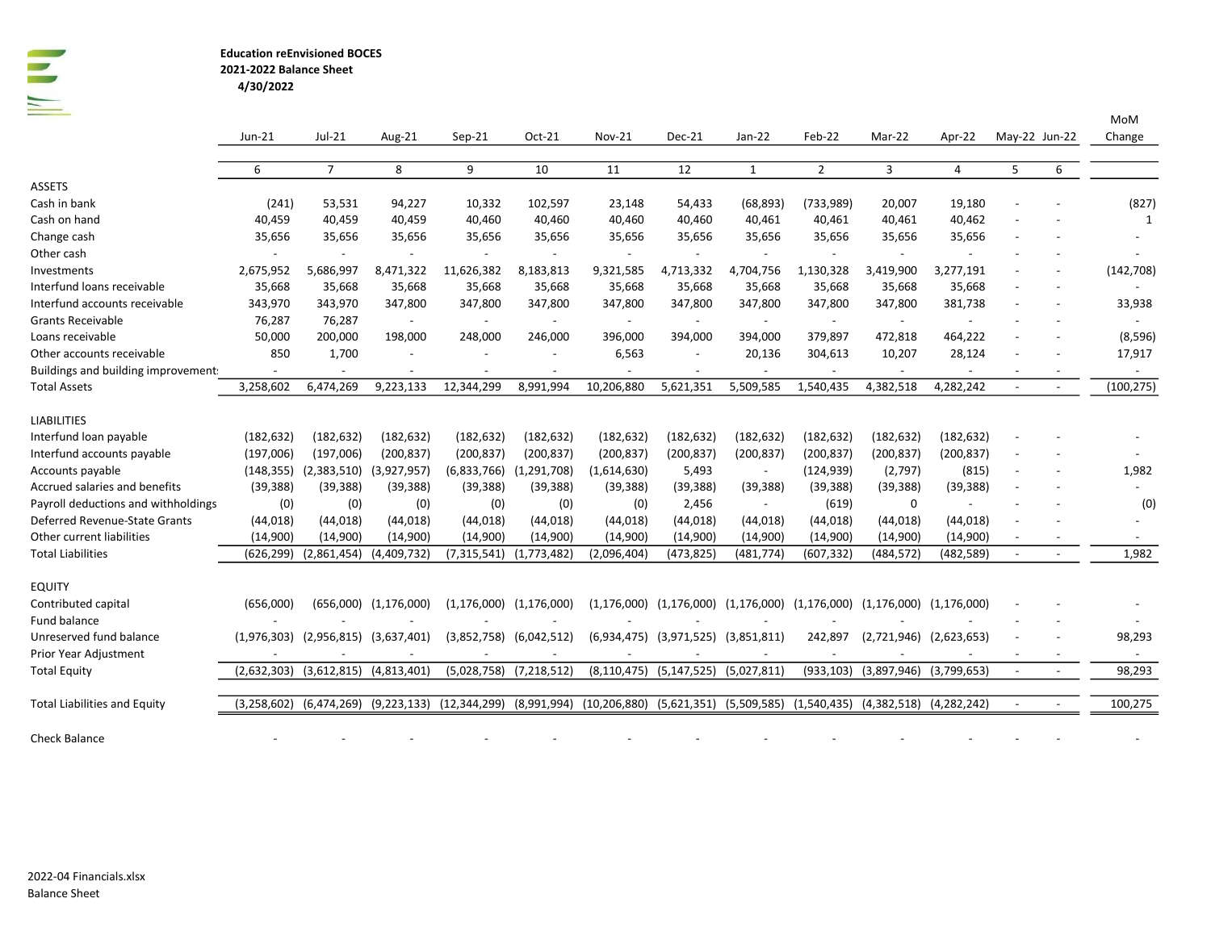**Education reEnvisioned BOCES**
**2021-2022 Balance Sheet**
**4/30/2022**

| | Jun-21 | Jul-21 | Aug-21 | Sep-21 | Oct-21 | Nov-21 | Dec-21 | Jan-22 | Feb-22 | Mar-22 | Apr-22 | May-22 | Jun-22 | MoM Change |
|---|---|---|---|---|---|---|---|---|---|---|---|---|---|---|
| | 6 | 7 | 8 | 9 | 10 | 11 | 12 | 1 | 2 | 3 | 4 | 5 | 6 | |
| ASSETS | | | | | | | | | | | | | | |
| Cash in bank | (241) | 53,531 | 94,227 | 10,332 | 102,597 | 23,148 | 54,433 | (68,893) | (733,989) | 20,007 | 19,180 | - | - | (827) |
| Cash on hand | 40,459 | 40,459 | 40,459 | 40,460 | 40,460 | 40,460 | 40,460 | 40,461 | 40,461 | 40,461 | 40,462 | - | - | 1 |
| Change cash | 35,656 | 35,656 | 35,656 | 35,656 | 35,656 | 35,656 | 35,656 | 35,656 | 35,656 | 35,656 | 35,656 | - | - | - |
| Other cash | - | - | - | - | - | - | - | - | - | - | - | - | - | - |
| Investments | 2,675,952 | 5,686,997 | 8,471,322 | 11,626,382 | 8,183,813 | 9,321,585 | 4,713,332 | 4,704,756 | 1,130,328 | 3,419,900 | 3,277,191 | - | - | (142,708) |
| Interfund loans receivable | 35,668 | 35,668 | 35,668 | 35,668 | 35,668 | 35,668 | 35,668 | 35,668 | 35,668 | 35,668 | 35,668 | - | - | - |
| Interfund accounts receivable | 343,970 | 343,970 | 347,800 | 347,800 | 347,800 | 347,800 | 347,800 | 347,800 | 347,800 | 347,800 | 381,738 | - | - | 33,938 |
| Grants Receivable | 76,287 | 76,287 | - | - | - | - | - | - | - | - | - | - | - | - |
| Loans receivable | 50,000 | 200,000 | 198,000 | 248,000 | 246,000 | 396,000 | 394,000 | 394,000 | 379,897 | 472,818 | 464,222 | - | - | (8,596) |
| Other accounts receivable | 850 | 1,700 | - | - | - | 6,563 | - | 20,136 | 304,613 | 10,207 | 28,124 | - | - | 17,917 |
| Buildings and building improvements | - | - | - | - | - | - | - | - | - | - | - | - | - | - |
| Total Assets | 3,258,602 | 6,474,269 | 9,223,133 | 12,344,299 | 8,991,994 | 10,206,880 | 5,621,351 | 5,509,585 | 1,540,435 | 4,382,518 | 4,282,242 | - | - | (100,275) |
| | | | | | | | | | | | | | | |
| LIABILITIES | | | | | | | | | | | | | | |
| Interfund loan payable | (182,632) | (182,632) | (182,632) | (182,632) | (182,632) | (182,632) | (182,632) | (182,632) | (182,632) | (182,632) | (182,632) | - | - | - |
| Interfund accounts payable | (197,006) | (197,006) | (200,837) | (200,837) | (200,837) | (200,837) | (200,837) | (200,837) | (200,837) | (200,837) | (200,837) | - | - | - |
| Accounts payable | (148,355) | (2,383,510) | (3,927,957) | (6,833,766) | (1,291,708) | (1,614,630) | 5,493 | - | (124,939) | (2,797) | (815) | - | - | 1,982 |
| Accrued salaries and benefits | (39,388) | (39,388) | (39,388) | (39,388) | (39,388) | (39,388) | (39,388) | (39,388) | (39,388) | (39,388) | (39,388) | - | - | - |
| Payroll deductions and withholdings | (0) | (0) | (0) | (0) | (0) | (0) | 2,456 | - | (619) | 0 | - | - | - | (0) |
| Deferred Revenue-State Grants | (44,018) | (44,018) | (44,018) | (44,018) | (44,018) | (44,018) | (44,018) | (44,018) | (44,018) | (44,018) | (44,018) | - | - | - |
| Other current liabilities | (14,900) | (14,900) | (14,900) | (14,900) | (14,900) | (14,900) | (14,900) | (14,900) | (14,900) | (14,900) | (14,900) | - | - | - |
| Total Liabilities | (626,299) | (2,861,454) | (4,409,732) | (7,315,541) | (1,773,482) | (2,096,404) | (473,825) | (481,774) | (607,332) | (484,572) | (482,589) | - | - | 1,982 |
| | | | | | | | | | | | | | | |
| EQUITY | | | | | | | | | | | | | | |
| Contributed capital | (656,000) | (656,000) | (1,176,000) | (1,176,000) | (1,176,000) | (1,176,000) | (1,176,000) | (1,176,000) | (1,176,000) | (1,176,000) | (1,176,000) | - | - | - |
| Fund balance | - | - | - | - | - | - | - | - | - | - | - | - | - | - |
| Unreserved fund balance | (1,976,303) | (2,956,815) | (3,637,401) | (3,852,758) | (6,042,512) | (6,934,475) | (3,971,525) | (3,851,811) | 242,897 | (2,721,946) | (2,623,653) | - | - | 98,293 |
| Prior Year Adjustment | - | - | - | - | - | - | - | - | - | - | - | - | - | - |
| Total Equity | (2,632,303) | (3,612,815) | (4,813,401) | (5,028,758) | (7,218,512) | (8,110,475) | (5,147,525) | (5,027,811) | (933,103) | (3,897,946) | (3,799,653) | - | - | 98,293 |
| | | | | | | | | | | | | | | |
| Total Liabilities and Equity | (3,258,602) | (6,474,269) | (9,223,133) | (12,344,299) | (8,991,994) | (10,206,880) | (5,621,351) | (5,509,585) | (1,540,435) | (4,382,518) | (4,282,242) | - | - | 100,275 |
| | | | | | | | | | | | | | | |
| Check Balance | - | - | - | - | - | - | - | - | - | - | - | - | - | - |

2022-04 Financials.xlsx
Balance Sheet